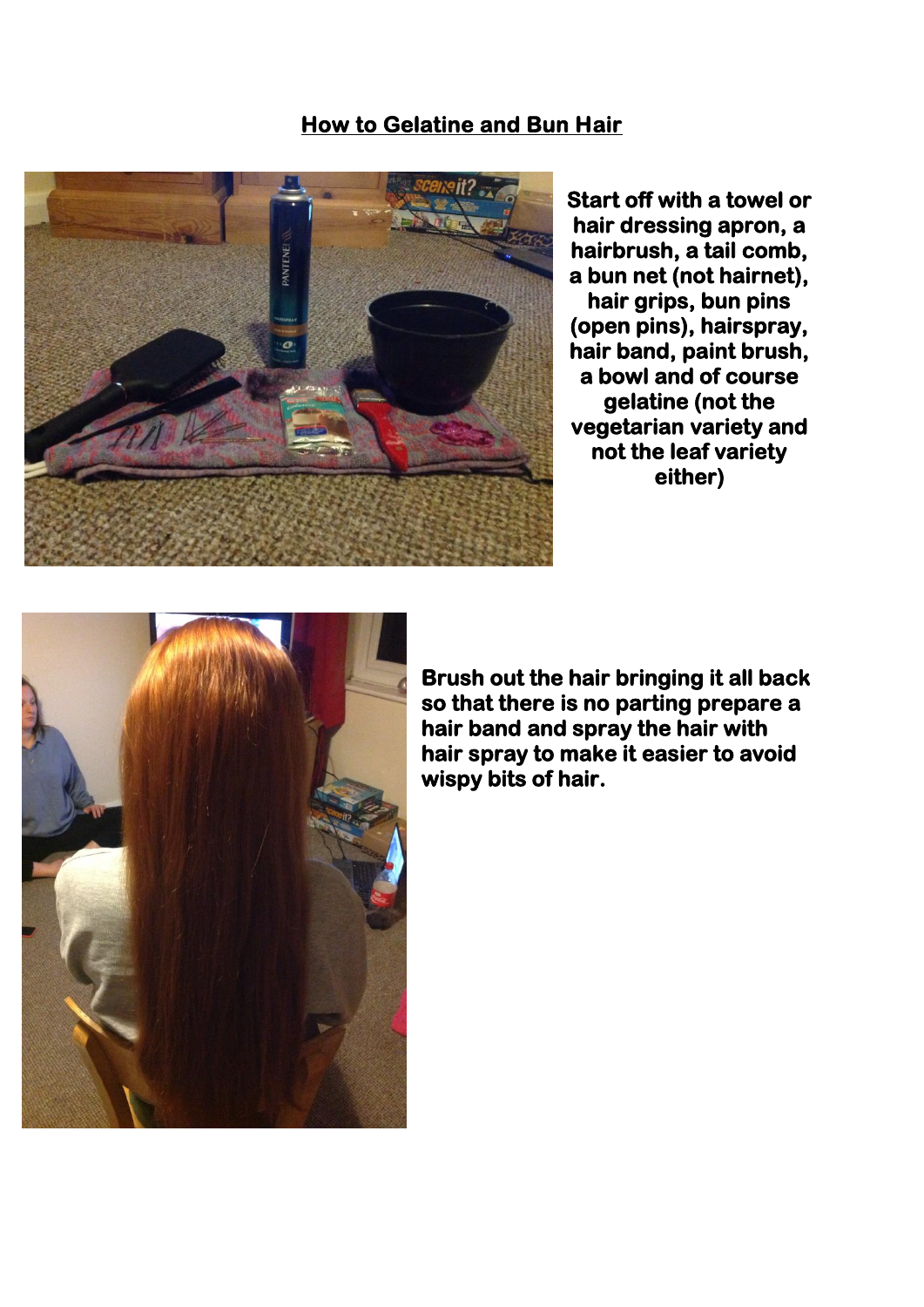## How to Gelatine and Bun Hair

**Start off with a towel or hair dressing apron, a hairbrush, a tail comb, a bun net (not hairnet), hair grips, bun pins (open pins), hairspray, hair band, paint brush, a bowl and of course gelatine (not the vegetarian variety and not the leaf variety either)**

**Brush out the hair bringing it all back so that there is no parting prepare a hair band and spray the hair with hair spray to make it easier to avoid wispy bits of hair.**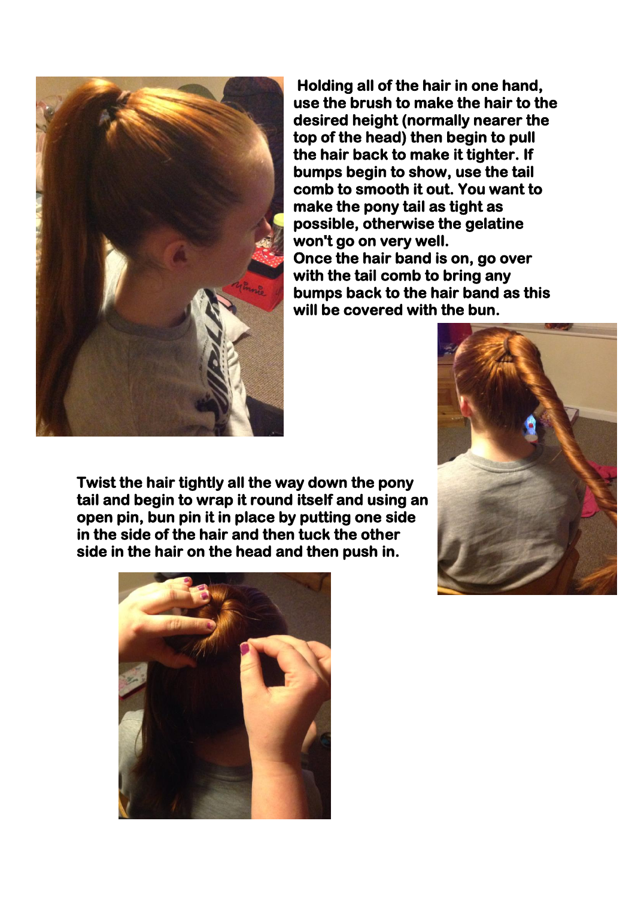**Holding all of the hair in one hand, use the brush to make the hair to the desired height (normally nearer the top of the head) then begin to pull the hair back to make it tighter. If bumps begin to show, use the tail comb to smooth it out. You want to make the pony tail as tight as possible, otherwise the gelatine won't go on very well.**
**Once the hair band is on, go over with the tail comb to bring any bumps back to the hair band as this will be covered with the bun.**

**Twist the hair tightly all the way down the pony tail and begin to wrap it round itself and using an open pin, bun pin it in place by putting one side in the side of the hair and then tuck the other side in the hair on the head and then push in.**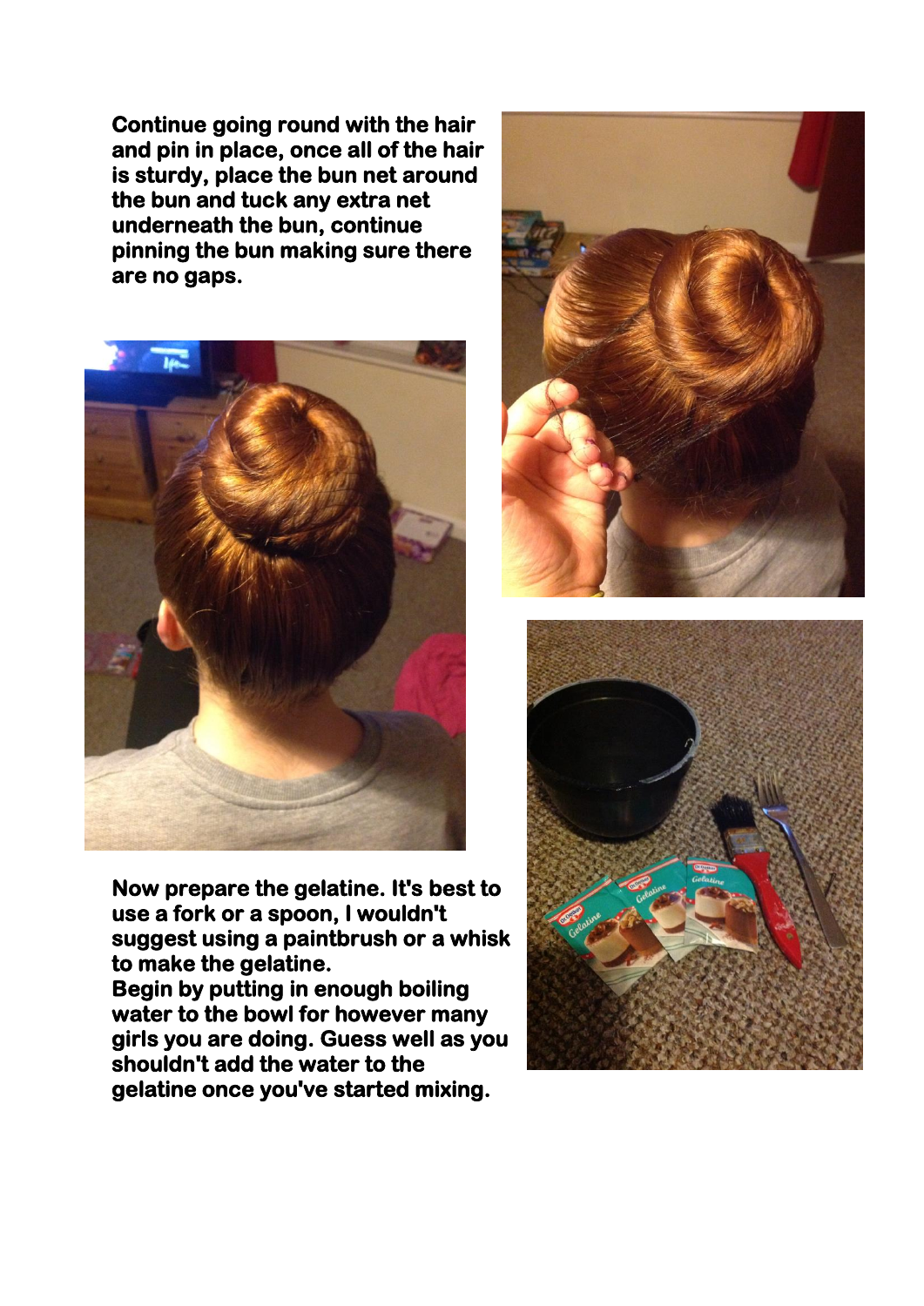**Continue going round with the hair and pin in place, once all of the hair is sturdy, place the bun net around the bun and tuck any extra net underneath the bun, continue pinning the bun making sure there are no gaps.**

**Now prepare the gelatine. It's best to use a fork or a spoon, I wouldn't suggest using a paintbrush or a whisk to make the gelatine.**
**Begin by putting in enough boiling water to the bowl for however many girls you are doing. Guess well as you shouldn't add the water to the gelatine once you've started mixing.**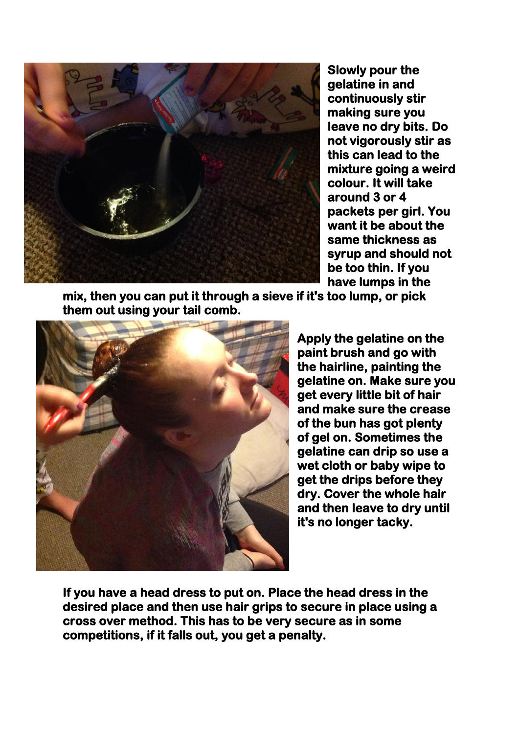**Slowly pour the gelatine in and continuously stir making sure you leave no dry bits. Do not vigorously stir as this can lead to the mixture going a weird colour. It will take around 3 or 4 packets per girl. You want it be about the same thickness as syrup and should not be too thin. If you have lumps in the mix, then you can put it through a sieve if it's too lump, or pick them out using your tail comb.**

**Apply the gelatine on the paint brush and go with the hairline, painting the gelatine on. Make sure you get every little bit of hair and make sure the crease of the bun has got plenty of gel on. Sometimes the gelatine can drip so use a wet cloth or baby wipe to get the drips before they dry. Cover the whole hair and then leave to dry until it's no longer tacky.**

**If you have a head dress to put on. Place the head dress in the desired place and then use hair grips to secure in place using a cross over method. This has to be very secure as in some competitions, if it falls out, you get a penalty.**